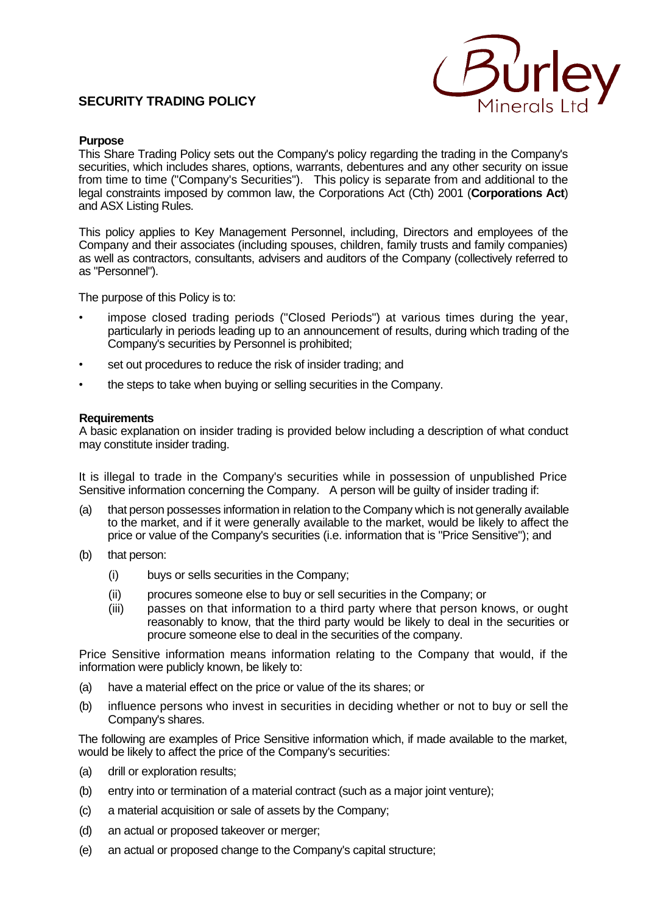# SECURITY TRADING POLICY

Burley Minerals Ltd

**Purpose**

This Share Trading Policy sets out the Company's policy regarding the trading in the Company's securities, which includes shares, options, warrants, debentures and any other security on issue from time to time ("Company's Securities"). This policy is separate from and additional to the legal constraints imposed by common law, the Corporations Act (Cth) 2001 (**Corporations Act**) and ASX Listing Rules.

This policy applies to Key Management Personnel, including, Directors and employees of the Company and their associates (including spouses, children, family trusts and family companies) as well as contractors, consultants, advisers and auditors of the Company (collectively referred to as "Personnel").

The purpose of this Policy is to:

- impose closed trading periods ("Closed Periods") at various times during the year, particularly in periods leading up to an announcement of results, during which trading of the Company's securities by Personnel is prohibited;
- set out procedures to reduce the risk of insider trading; and
- the steps to take when buying or selling securities in the Company.

**Requirements**

A basic explanation on insider trading is provided below including a description of what conduct may constitute insider trading.

It is illegal to trade in the Company's securities while in possession of unpublished Price Sensitive information concerning the Company. A person will be guilty of insider trading if:

(a) that person possesses information in relation to the Company which is not generally available to the market, and if it were generally available to the market, would be likely to affect the price or value of the Company's securities (i.e. information that is "Price Sensitive"); and

(b) that person:

 (i) buys or sells securities in the Company;

 (ii) procures someone else to buy or sell securities in the Company; or

 (iii) passes on that information to a third party where that person knows, or ought reasonably to know, that the third party would be likely to deal in the securities or procure someone else to deal in the securities of the company.

Price Sensitive information means information relating to the Company that would, if the information were publicly known, be likely to:

(a) have a material effect on the price or value of the its shares; or

(b) influence persons who invest in securities in deciding whether or not to buy or sell the Company's shares.

The following are examples of Price Sensitive information which, if made available to the market, would be likely to affect the price of the Company's securities:

(a) drill or exploration results;

(b) entry into or termination of a material contract (such as a major joint venture);

(c) a material acquisition or sale of assets by the Company;

(d) an actual or proposed takeover or merger;

(e) an actual or proposed change to the Company's capital structure;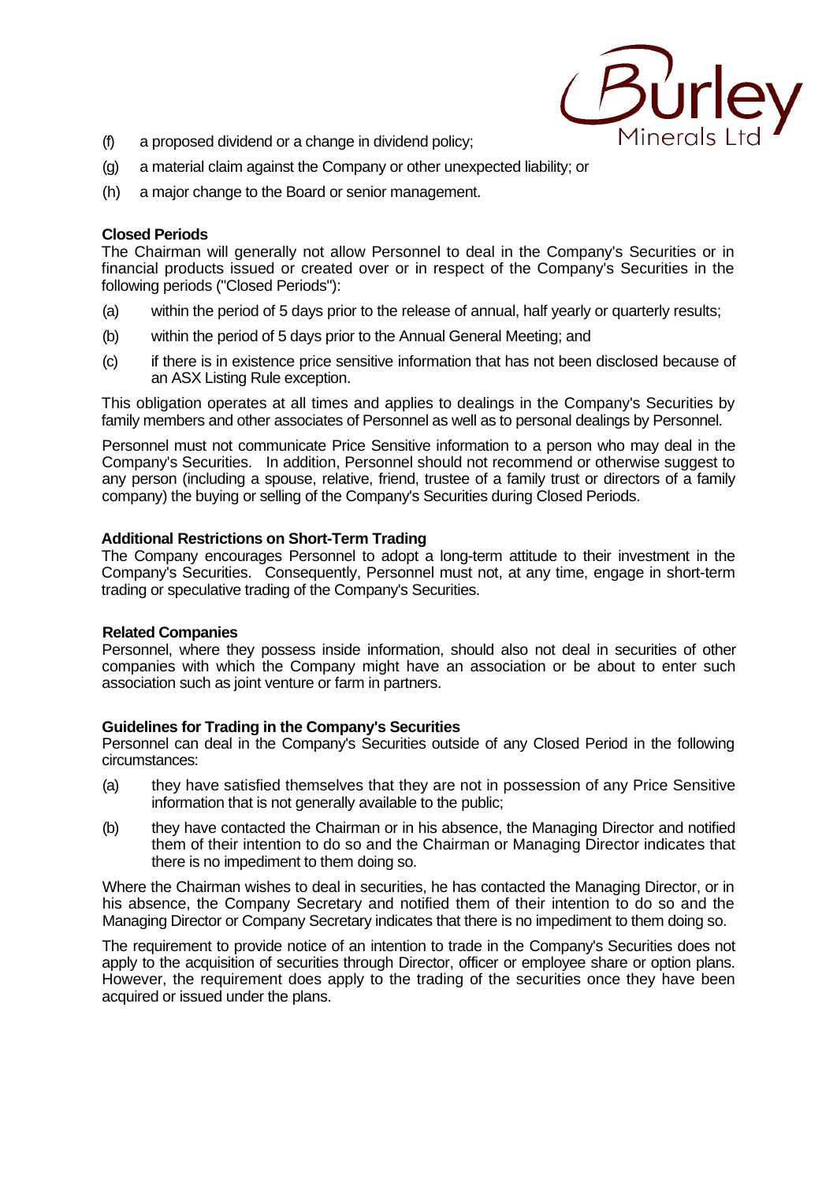(f) a proposed dividend or a change in dividend policy;

(g) a material claim against the Company or other unexpected liability; or

(h) a major change to the Board or senior management.

**Closed Periods**

The Chairman will generally not allow Personnel to deal in the Company's Securities or in financial products issued or created over or in respect of the Company's Securities in the following periods ("Closed Periods"):

(a) within the period of 5 days prior to the release of annual, half yearly or quarterly results;

(b) within the period of 5 days prior to the Annual General Meeting; and

(c) if there is in existence price sensitive information that has not been disclosed because of an ASX Listing Rule exception.

This obligation operates at all times and applies to dealings in the Company's Securities by family members and other associates of Personnel as well as to personal dealings by Personnel.

Personnel must not communicate Price Sensitive information to a person who may deal in the Company's Securities. In addition, Personnel should not recommend or otherwise suggest to any person (including a spouse, relative, friend, trustee of a family trust or directors of a family company) the buying or selling of the Company's Securities during Closed Periods.

**Additional Restrictions on Short-Term Trading**

The Company encourages Personnel to adopt a long-term attitude to their investment in the Company's Securities. Consequently, Personnel must not, at any time, engage in short-term trading or speculative trading of the Company's Securities.

**Related Companies**

Personnel, where they possess inside information, should also not deal in securities of other companies with which the Company might have an association or be about to enter such association such as joint venture or farm in partners.

**Guidelines for Trading in the Company's Securities**

Personnel can deal in the Company's Securities outside of any Closed Period in the following circumstances:

(a) they have satisfied themselves that they are not in possession of any Price Sensitive information that is not generally available to the public;

(b) they have contacted the Chairman or in his absence, the Managing Director and notified them of their intention to do so and the Chairman or Managing Director indicates that there is no impediment to them doing so.

Where the Chairman wishes to deal in securities, he has contacted the Managing Director, or in his absence, the Company Secretary and notified them of their intention to do so and the Managing Director or Company Secretary indicates that there is no impediment to them doing so.

The requirement to provide notice of an intention to trade in the Company's Securities does not apply to the acquisition of securities through Director, officer or employee share or option plans. However, the requirement does apply to the trading of the securities once they have been acquired or issued under the plans.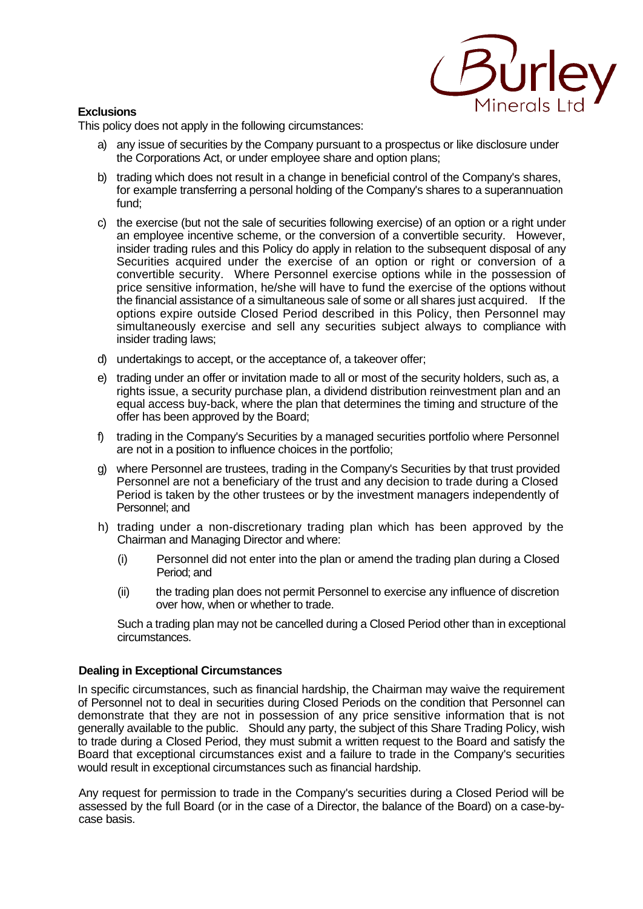**Exclusions**

This policy does not apply in the following circumstances:

a) any issue of securities by the Company pursuant to a prospectus or like disclosure under the Corporations Act, or under employee share and option plans;

b) trading which does not result in a change in beneficial control of the Company's shares, for example transferring a personal holding of the Company's shares to a superannuation fund;

c) the exercise (but not the sale of securities following exercise) of an option or a right under an employee incentive scheme, or the conversion of a convertible security. However, insider trading rules and this Policy do apply in relation to the subsequent disposal of any Securities acquired under the exercise of an option or right or conversion of a convertible security. Where Personnel exercise options while in the possession of price sensitive information, he/she will have to fund the exercise of the options without the financial assistance of a simultaneous sale of some or all shares just acquired. If the options expire outside Closed Period described in this Policy, then Personnel may simultaneously exercise and sell any securities subject always to compliance with insider trading laws;

d) undertakings to accept, or the acceptance of, a takeover offer;

e) trading under an offer or invitation made to all or most of the security holders, such as, a rights issue, a security purchase plan, a dividend distribution reinvestment plan and an equal access buy-back, where the plan that determines the timing and structure of the offer has been approved by the Board;

f) trading in the Company's Securities by a managed securities portfolio where Personnel are not in a position to influence choices in the portfolio;

g) where Personnel are trustees, trading in the Company's Securities by that trust provided Personnel are not a beneficiary of the trust and any decision to trade during a Closed Period is taken by the other trustees or by the investment managers independently of Personnel; and

h) trading under a non-discretionary trading plan which has been approved by the Chairman and Managing Director and where:

   (i) Personnel did not enter into the plan or amend the trading plan during a Closed Period; and

   (ii) the trading plan does not permit Personnel to exercise any influence of discretion over how, when or whether to trade.

   Such a trading plan may not be cancelled during a Closed Period other than in exceptional circumstances.

**Dealing in Exceptional Circumstances**

In specific circumstances, such as financial hardship, the Chairman may waive the requirement of Personnel not to deal in securities during Closed Periods on the condition that Personnel can demonstrate that they are not in possession of any price sensitive information that is not generally available to the public. Should any party, the subject of this Share Trading Policy, wish to trade during a Closed Period, they must submit a written request to the Board and satisfy the Board that exceptional circumstances exist and a failure to trade in the Company's securities would result in exceptional circumstances such as financial hardship.

Any request for permission to trade in the Company's securities during a Closed Period will be assessed by the full Board (or in the case of a Director, the balance of the Board) on a case-by-case basis.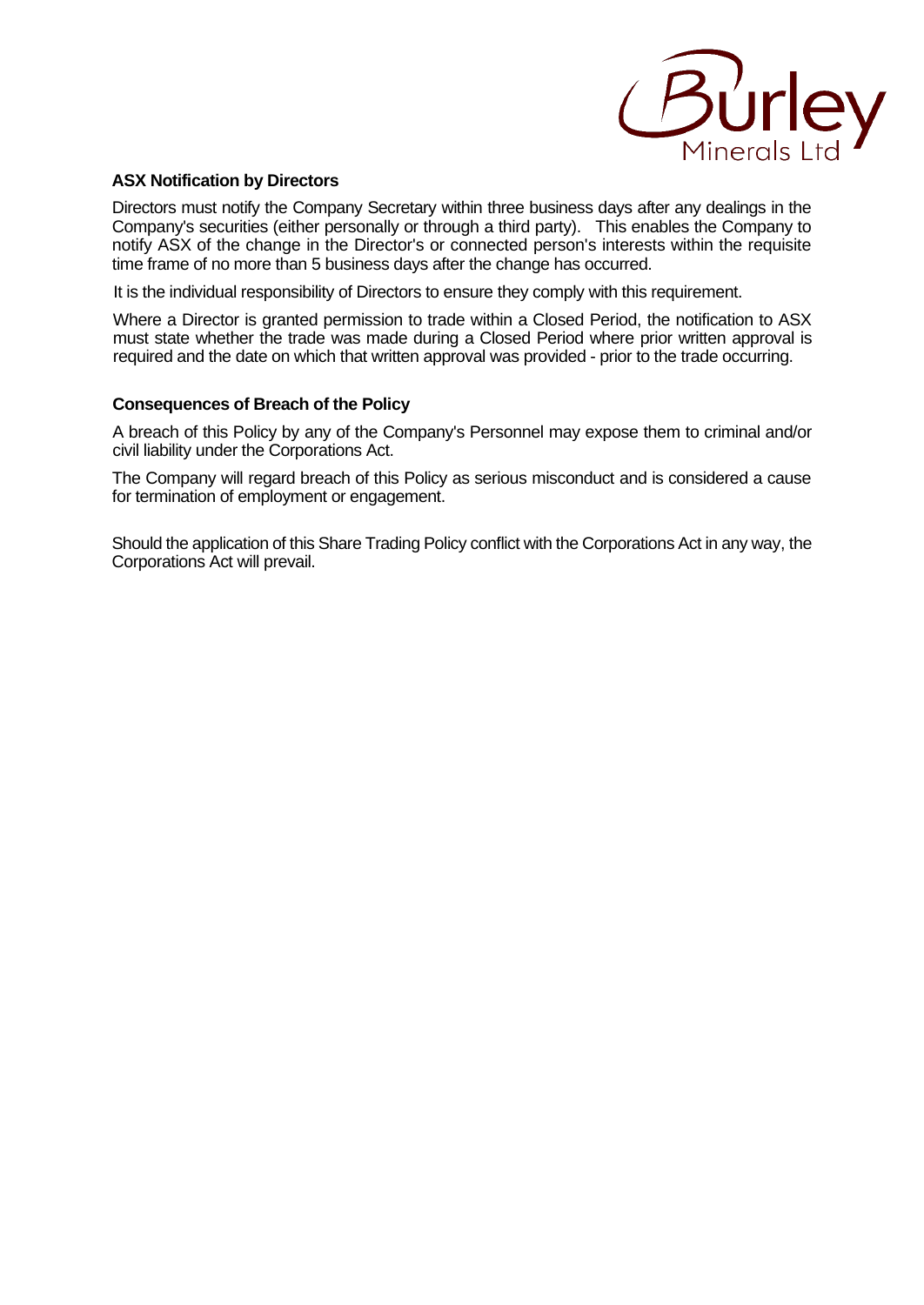**ASX Notification by Directors**

Directors must notify the Company Secretary within three business days after any dealings in the Company's securities (either personally or through a third party). This enables the Company to notify ASX of the change in the Director's or connected person's interests within the requisite time frame of no more than 5 business days after the change has occurred.

It is the individual responsibility of Directors to ensure they comply with this requirement.

Where a Director is granted permission to trade within a Closed Period, the notification to ASX must state whether the trade was made during a Closed Period where prior written approval is required and the date on which that written approval was provided - prior to the trade occurring.

**Consequences of Breach of the Policy**

A breach of this Policy by any of the Company's Personnel may expose them to criminal and/or civil liability under the Corporations Act.

The Company will regard breach of this Policy as serious misconduct and is considered a cause for termination of employment or engagement.

Should the application of this Share Trading Policy conflict with the Corporations Act in any way, the Corporations Act will prevail.